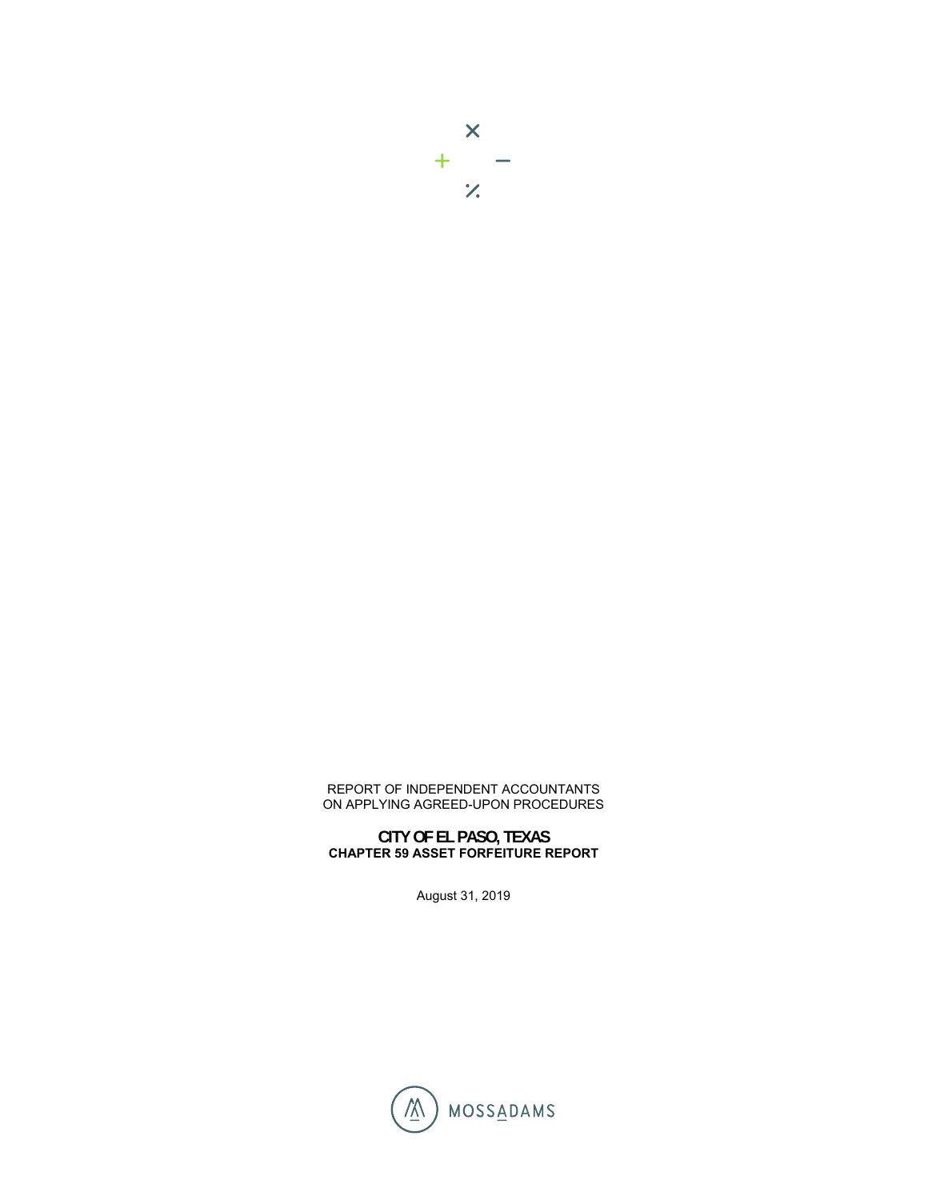REPORT OF INDEPENDENT ACCOUNTANTS
ON APPLYING AGREED-UPON PROCEDURES

**CITY OF EL PASO, TEXAS**
**CHAPTER 59 ASSET FORFEITURE REPORT**

August 31, 2019

MOSSADAMS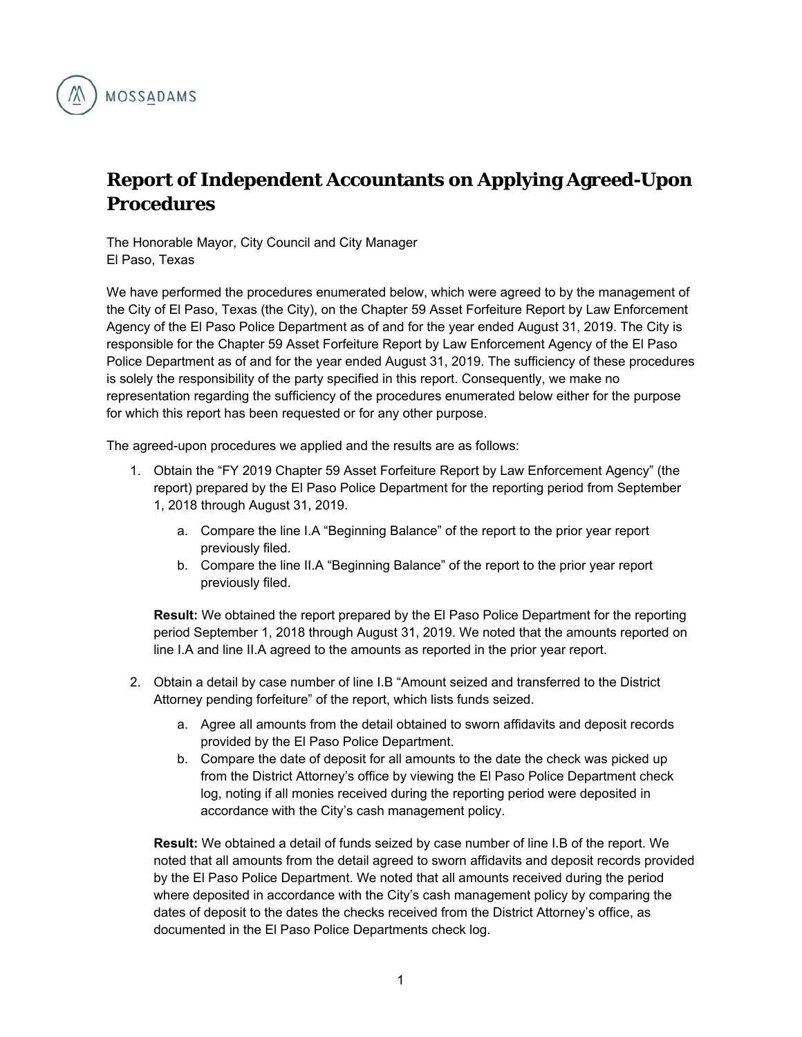MOSSADAMS

# Report of Independent Accountants on Applying Agreed-Upon Procedures

The Honorable Mayor, City Council and City Manager
El Paso, Texas

We have performed the procedures enumerated below, which were agreed to by the management of the City of El Paso, Texas (the City), on the Chapter 59 Asset Forfeiture Report by Law Enforcement Agency of the El Paso Police Department as of and for the year ended August 31, 2019. The City is responsible for the Chapter 59 Asset Forfeiture Report by Law Enforcement Agency of the El Paso Police Department as of and for the year ended August 31, 2019. The sufficiency of these procedures is solely the responsibility of the party specified in this report. Consequently, we make no representation regarding the sufficiency of the procedures enumerated below either for the purpose for which this report has been requested or for any other purpose.

The agreed-upon procedures we applied and the results are as follows:

1. Obtain the "FY 2019 Chapter 59 Asset Forfeiture Report by Law Enforcement Agency" (the report) prepared by the El Paso Police Department for the reporting period from September 1, 2018 through August 31, 2019.

    a. Compare the line I.A "Beginning Balance" of the report to the prior year report previously filed.
    b. Compare the line II.A "Beginning Balance" of the report to the prior year report previously filed.

    **Result:** We obtained the report prepared by the El Paso Police Department for the reporting period September 1, 2018 through August 31, 2019. We noted that the amounts reported on line I.A and line II.A agreed to the amounts as reported in the prior year report.

2. Obtain a detail by case number of line I.B "Amount seized and transferred to the District Attorney pending forfeiture" of the report, which lists funds seized.

    a. Agree all amounts from the detail obtained to sworn affidavits and deposit records provided by the El Paso Police Department.
    b. Compare the date of deposit for all amounts to the date the check was picked up from the District Attorney's office by viewing the El Paso Police Department check log, noting if all monies received during the reporting period were deposited in accordance with the City's cash management policy.

    **Result:** We obtained a detail of funds seized by case number of line I.B of the report. We noted that all amounts from the detail agreed to sworn affidavits and deposit records provided by the El Paso Police Department. We noted that all amounts received during the period where deposited in accordance with the City's cash management policy by comparing the dates of deposit to the dates the checks received from the District Attorney's office, as documented in the El Paso Police Departments check log.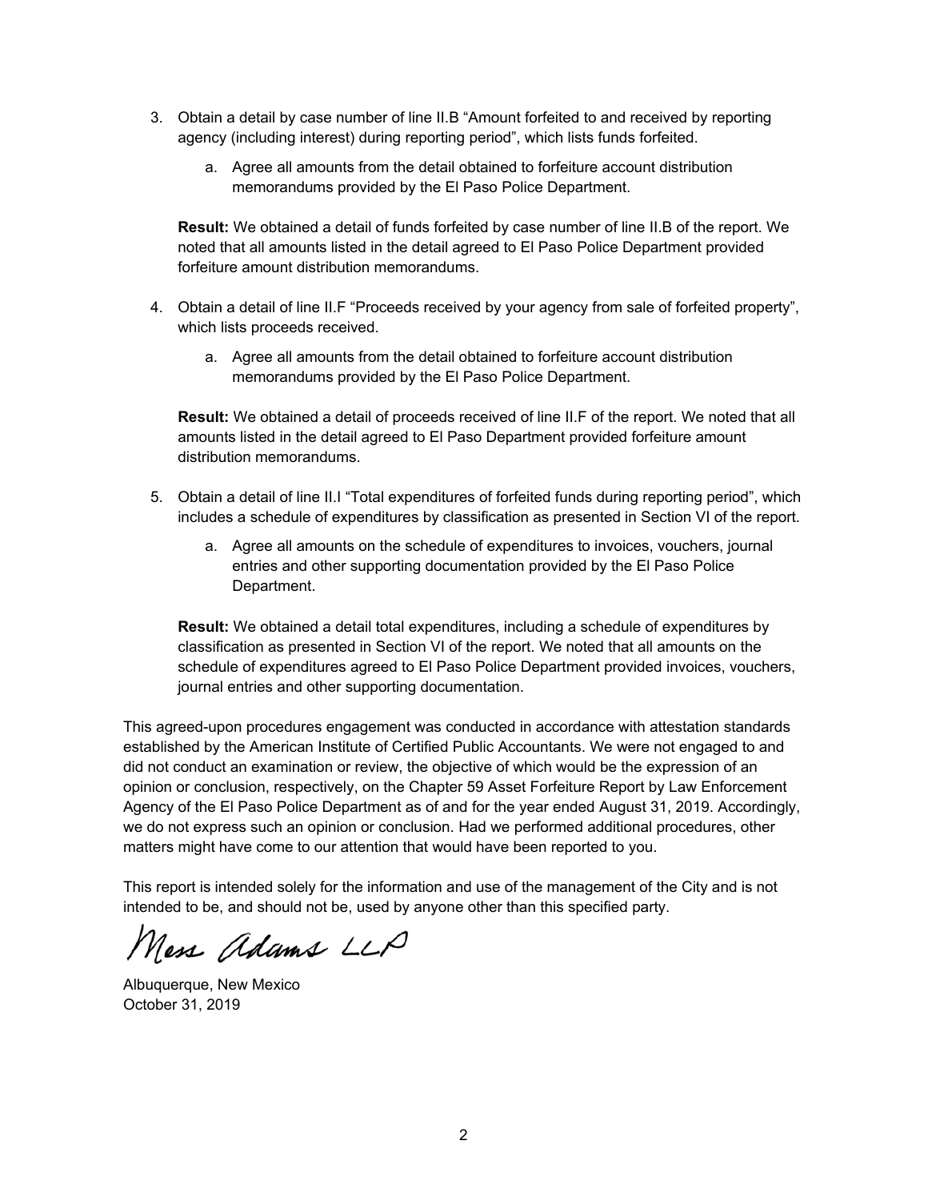3. Obtain a detail by case number of line II.B "Amount forfeited to and received by reporting agency (including interest) during reporting period", which lists funds forfeited.

   a. Agree all amounts from the detail obtained to forfeiture account distribution memorandums provided by the El Paso Police Department.

   **Result:** We obtained a detail of funds forfeited by case number of line II.B of the report. We noted that all amounts listed in the detail agreed to El Paso Police Department provided forfeiture amount distribution memorandums.

4. Obtain a detail of line II.F "Proceeds received by your agency from sale of forfeited property", which lists proceeds received.

   a. Agree all amounts from the detail obtained to forfeiture account distribution memorandums provided by the El Paso Police Department.

   **Result:** We obtained a detail of proceeds received of line II.F of the report. We noted that all amounts listed in the detail agreed to El Paso Department provided forfeiture amount distribution memorandums.

5. Obtain a detail of line II.I "Total expenditures of forfeited funds during reporting period", which includes a schedule of expenditures by classification as presented in Section VI of the report.

   a. Agree all amounts on the schedule of expenditures to invoices, vouchers, journal entries and other supporting documentation provided by the El Paso Police Department.

   **Result:** We obtained a detail total expenditures, including a schedule of expenditures by classification as presented in Section VI of the report. We noted that all amounts on the schedule of expenditures agreed to El Paso Police Department provided invoices, vouchers, journal entries and other supporting documentation.

This agreed-upon procedures engagement was conducted in accordance with attestation standards established by the American Institute of Certified Public Accountants. We were not engaged to and did not conduct an examination or review, the objective of which would be the expression of an opinion or conclusion, respectively, on the Chapter 59 Asset Forfeiture Report by Law Enforcement Agency of the El Paso Police Department as of and for the year ended August 31, 2019. Accordingly, we do not express such an opinion or conclusion. Had we performed additional procedures, other matters might have come to our attention that would have been reported to you.

This report is intended solely for the information and use of the management of the City and is not intended to be, and should not be, used by anyone other than this specified party.

Moss Adams LLP

Albuquerque, New Mexico
October 31, 2019